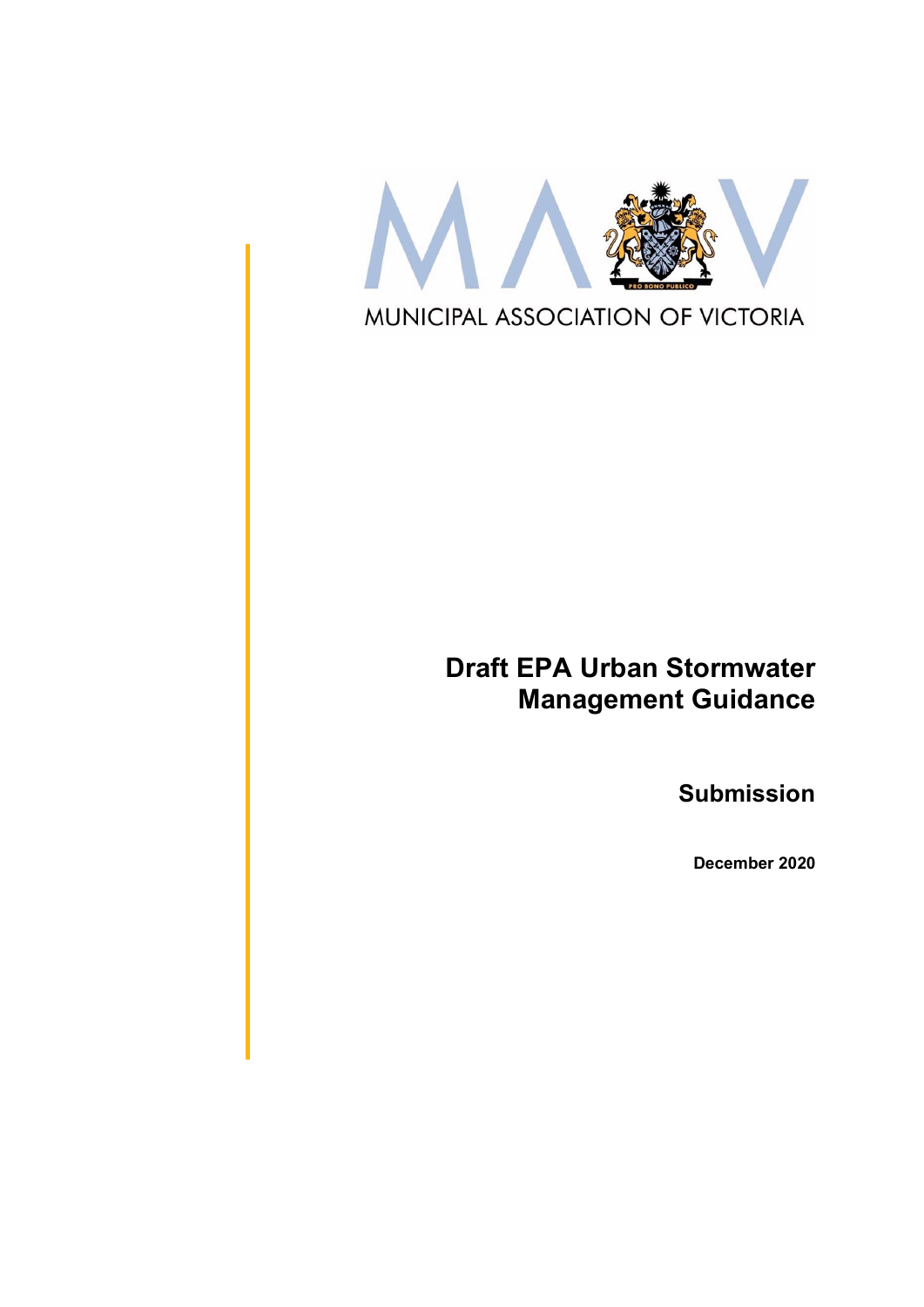MUNICIPAL ASSOCIATION OF VICTORIA

# Draft EPA Urban Stormwater Management Guidance

## Submission

**December 2020**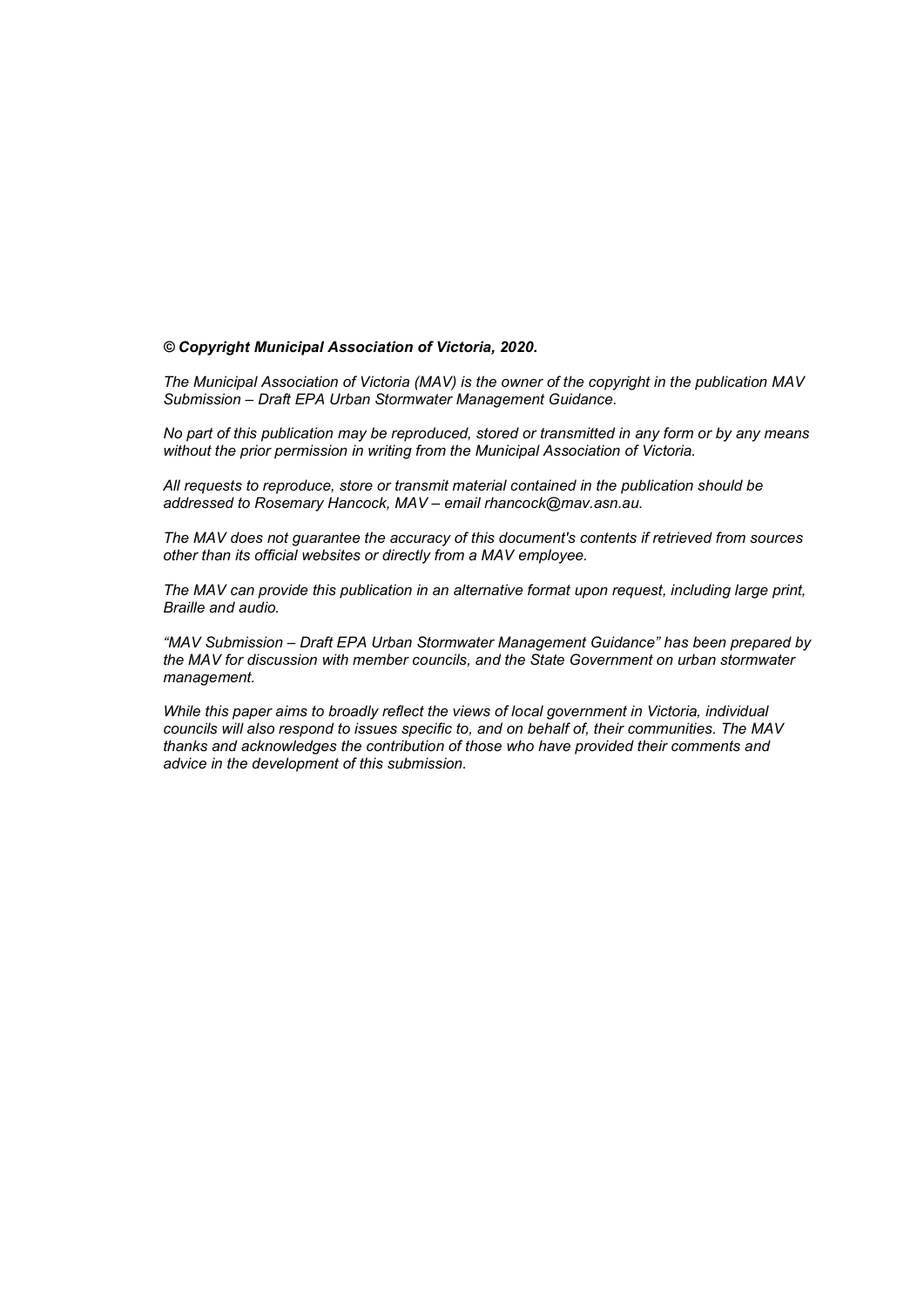***© Copyright Municipal Association of Victoria, 2020.***

*The Municipal Association of Victoria (MAV) is the owner of the copyright in the publication MAV Submission – Draft EPA Urban Stormwater Management Guidance.*

*No part of this publication may be reproduced, stored or transmitted in any form or by any means without the prior permission in writing from the Municipal Association of Victoria.*

*All requests to reproduce, store or transmit material contained in the publication should be addressed to Rosemary Hancock, MAV – email rhancock@mav.asn.au.*

*The MAV does not guarantee the accuracy of this document's contents if retrieved from sources other than its official websites or directly from a MAV employee.*

*The MAV can provide this publication in an alternative format upon request, including large print, Braille and audio.*

*"MAV Submission – Draft EPA Urban Stormwater Management Guidance" has been prepared by the MAV for discussion with member councils, and the State Government on urban stormwater management.*

*While this paper aims to broadly reflect the views of local government in Victoria, individual councils will also respond to issues specific to, and on behalf of, their communities. The MAV thanks and acknowledges the contribution of those who have provided their comments and advice in the development of this submission.*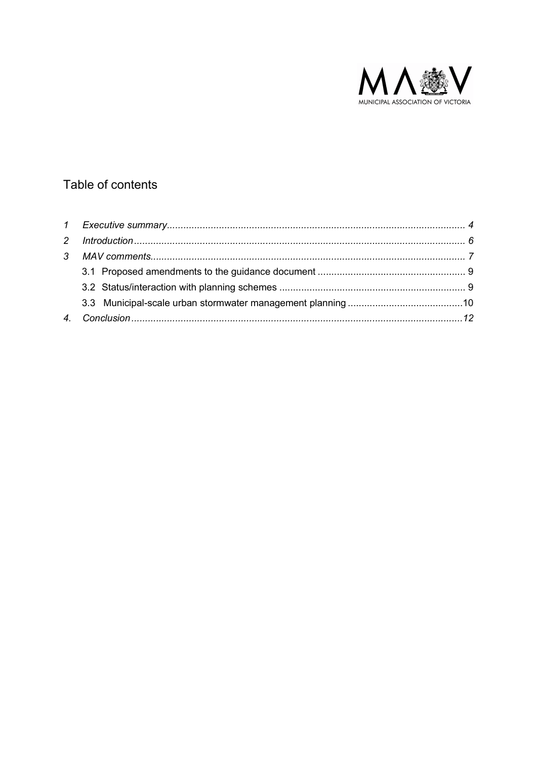## Table of contents

| | | |
|---|---|---|
| *1* | *Executive summary* | *4* |
| *2* | *Introduction* | *6* |
| *3* | *MAV comments* | *7* |
| | 3.1 Proposed amendments to the guidance document | 9 |
| | 3.2 Status/interaction with planning schemes | 9 |
| | 3.3 Municipal-scale urban stormwater management planning | 10 |
| *4.* | *Conclusion* | *12* |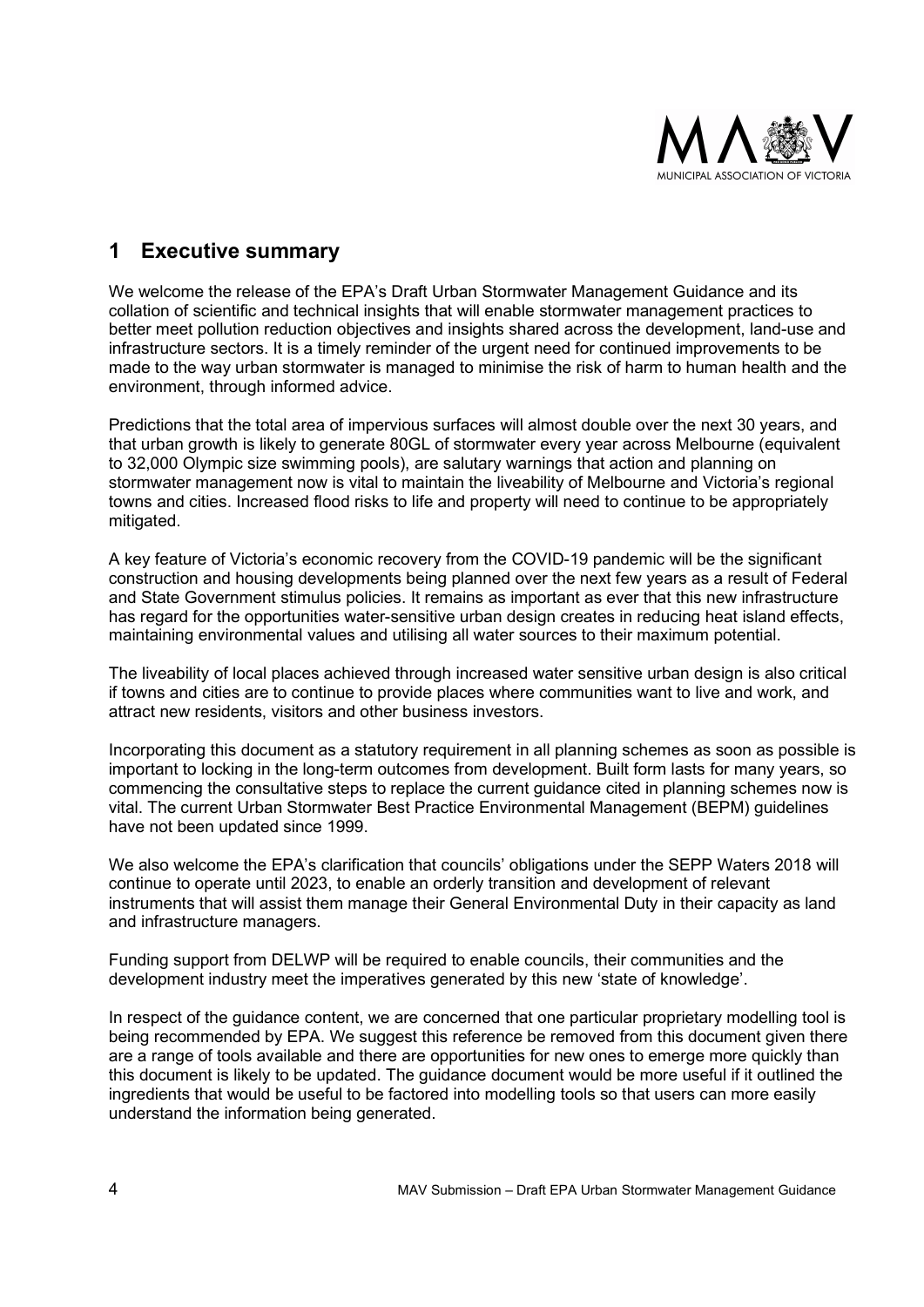## 1 Executive summary

We welcome the release of the EPA's Draft Urban Stormwater Management Guidance and its collation of scientific and technical insights that will enable stormwater management practices to better meet pollution reduction objectives and insights shared across the development, land-use and infrastructure sectors. It is a timely reminder of the urgent need for continued improvements to be made to the way urban stormwater is managed to minimise the risk of harm to human health and the environment, through informed advice.

Predictions that the total area of impervious surfaces will almost double over the next 30 years, and that urban growth is likely to generate 80GL of stormwater every year across Melbourne (equivalent to 32,000 Olympic size swimming pools), are salutary warnings that action and planning on stormwater management now is vital to maintain the liveability of Melbourne and Victoria's regional towns and cities. Increased flood risks to life and property will need to continue to be appropriately mitigated.

A key feature of Victoria's economic recovery from the COVID-19 pandemic will be the significant construction and housing developments being planned over the next few years as a result of Federal and State Government stimulus policies. It remains as important as ever that this new infrastructure has regard for the opportunities water-sensitive urban design creates in reducing heat island effects, maintaining environmental values and utilising all water sources to their maximum potential.

The liveability of local places achieved through increased water sensitive urban design is also critical if towns and cities are to continue to provide places where communities want to live and work, and attract new residents, visitors and other business investors.

Incorporating this document as a statutory requirement in all planning schemes as soon as possible is important to locking in the long-term outcomes from development. Built form lasts for many years, so commencing the consultative steps to replace the current guidance cited in planning schemes now is vital. The current Urban Stormwater Best Practice Environmental Management (BEPM) guidelines have not been updated since 1999.

We also welcome the EPA's clarification that councils' obligations under the SEPP Waters 2018 will continue to operate until 2023, to enable an orderly transition and development of relevant instruments that will assist them manage their General Environmental Duty in their capacity as land and infrastructure managers.

Funding support from DELWP will be required to enable councils, their communities and the development industry meet the imperatives generated by this new 'state of knowledge'.

In respect of the guidance content, we are concerned that one particular proprietary modelling tool is being recommended by EPA. We suggest this reference be removed from this document given there are a range of tools available and there are opportunities for new ones to emerge more quickly than this document is likely to be updated. The guidance document would be more useful if it outlined the ingredients that would be useful to be factored into modelling tools so that users can more easily understand the information being generated.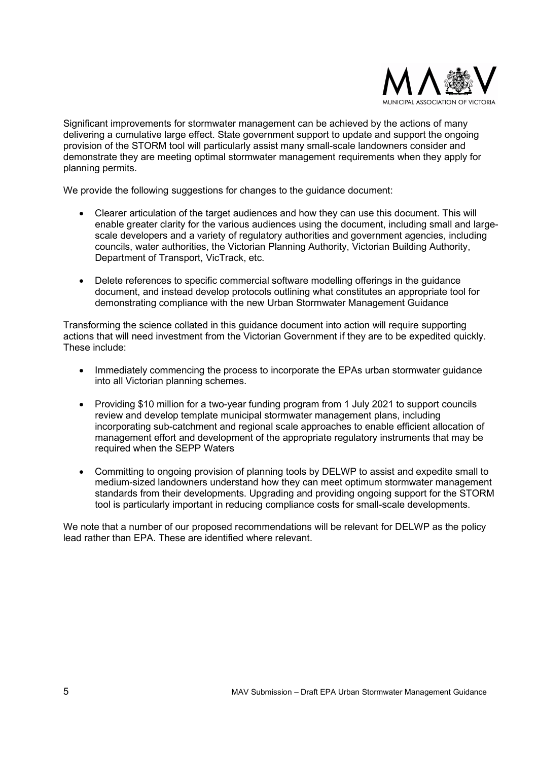Significant improvements for stormwater management can be achieved by the actions of many delivering a cumulative large effect. State government support to update and support the ongoing provision of the STORM tool will particularly assist many small-scale landowners consider and demonstrate they are meeting optimal stormwater management requirements when they apply for planning permits.

We provide the following suggestions for changes to the guidance document:

- Clearer articulation of the target audiences and how they can use this document. This will enable greater clarity for the various audiences using the document, including small and large-scale developers and a variety of regulatory authorities and government agencies, including councils, water authorities, the Victorian Planning Authority, Victorian Building Authority, Department of Transport, VicTrack, etc.

- Delete references to specific commercial software modelling offerings in the guidance document, and instead develop protocols outlining what constitutes an appropriate tool for demonstrating compliance with the new Urban Stormwater Management Guidance

Transforming the science collated in this guidance document into action will require supporting actions that will need investment from the Victorian Government if they are to be expedited quickly. These include:

- Immediately commencing the process to incorporate the EPAs urban stormwater guidance into all Victorian planning schemes.

- Providing $10 million for a two-year funding program from 1 July 2021 to support councils review and develop template municipal stormwater management plans, including incorporating sub-catchment and regional scale approaches to enable efficient allocation of management effort and development of the appropriate regulatory instruments that may be required when the SEPP Waters

- Committing to ongoing provision of planning tools by DELWP to assist and expedite small to medium-sized landowners understand how they can meet optimum stormwater management standards from their developments. Upgrading and providing ongoing support for the STORM tool is particularly important in reducing compliance costs for small-scale developments.

We note that a number of our proposed recommendations will be relevant for DELWP as the policy lead rather than EPA. These are identified where relevant.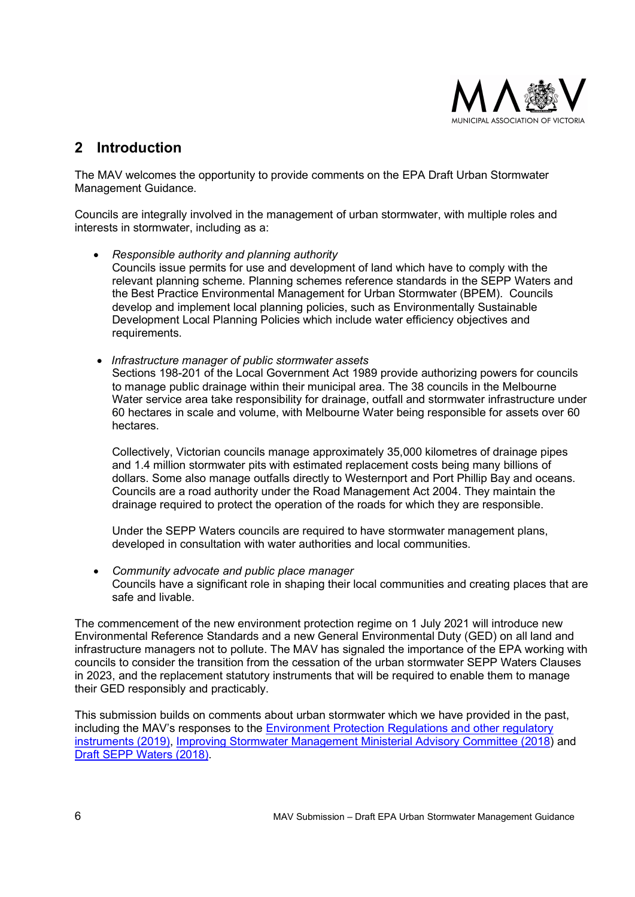## 2 Introduction

The MAV welcomes the opportunity to provide comments on the EPA Draft Urban Stormwater Management Guidance.

Councils are integrally involved in the management of urban stormwater, with multiple roles and interests in stormwater, including as a:

- *Responsible authority and planning authority*
  Councils issue permits for use and development of land which have to comply with the relevant planning scheme. Planning schemes reference standards in the SEPP Waters and the Best Practice Environmental Management for Urban Stormwater (BPEM). Councils develop and implement local planning policies, such as Environmentally Sustainable Development Local Planning Policies which include water efficiency objectives and requirements.

- *Infrastructure manager of public stormwater assets*
  Sections 198-201 of the Local Government Act 1989 provide authorizing powers for councils to manage public drainage within their municipal area. The 38 councils in the Melbourne Water service area take responsibility for drainage, outfall and stormwater infrastructure under 60 hectares in scale and volume, with Melbourne Water being responsible for assets over 60 hectares.

  Collectively, Victorian councils manage approximately 35,000 kilometres of drainage pipes and 1.4 million stormwater pits with estimated replacement costs being many billions of dollars. Some also manage outfalls directly to Westernport and Port Phillip Bay and oceans. Councils are a road authority under the Road Management Act 2004. They maintain the drainage required to protect the operation of the roads for which they are responsible.

  Under the SEPP Waters councils are required to have stormwater management plans, developed in consultation with water authorities and local communities.

- *Community advocate and public place manager*
  Councils have a significant role in shaping their local communities and creating places that are safe and livable.

The commencement of the new environment protection regime on 1 July 2021 will introduce new Environmental Reference Standards and a new General Environmental Duty (GED) on all land and infrastructure managers not to pollute. The MAV has signaled the importance of the EPA working with councils to consider the transition from the cessation of the urban stormwater SEPP Waters Clauses in 2023, and the replacement statutory instruments that will be required to enable them to manage their GED responsibly and practicably.

This submission builds on comments about urban stormwater which we have provided in the past, including the MAV's responses to the Environment Protection Regulations and other regulatory instruments (2019), Improving Stormwater Management Ministerial Advisory Committee (2018) and Draft SEPP Waters (2018).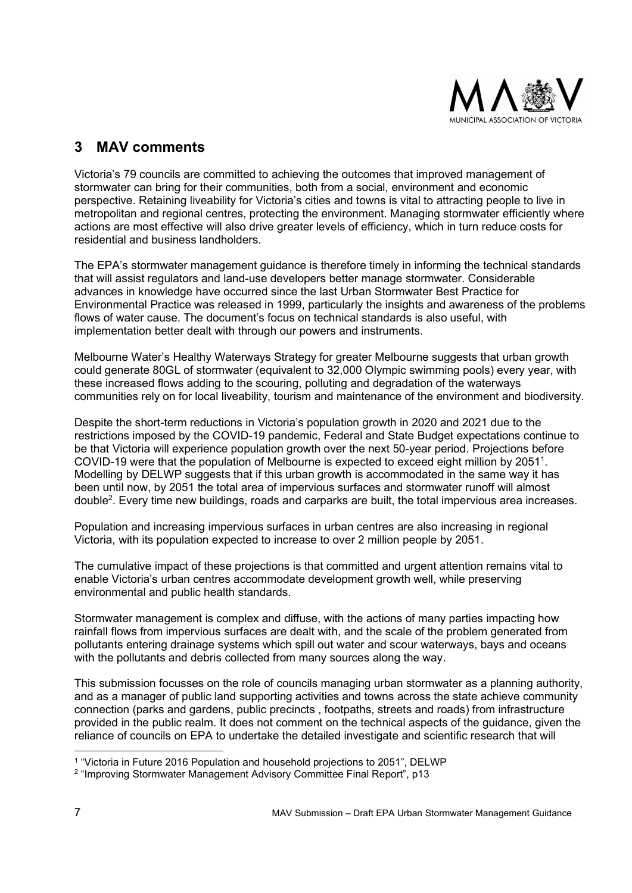## 3 MAV comments

Victoria's 79 councils are committed to achieving the outcomes that improved management of stormwater can bring for their communities, both from a social, environment and economic perspective. Retaining liveability for Victoria's cities and towns is vital to attracting people to live in metropolitan and regional centres, protecting the environment. Managing stormwater efficiently where actions are most effective will also drive greater levels of efficiency, which in turn reduce costs for residential and business landholders.

The EPA's stormwater management guidance is therefore timely in informing the technical standards that will assist regulators and land-use developers better manage stormwater. Considerable advances in knowledge have occurred since the last Urban Stormwater Best Practice for Environmental Practice was released in 1999, particularly the insights and awareness of the problems flows of water cause. The document's focus on technical standards is also useful, with implementation better dealt with through our powers and instruments.

Melbourne Water's Healthy Waterways Strategy for greater Melbourne suggests that urban growth could generate 80GL of stormwater (equivalent to 32,000 Olympic swimming pools) every year, with these increased flows adding to the scouring, polluting and degradation of the waterways communities rely on for local liveability, tourism and maintenance of the environment and biodiversity.

Despite the short-term reductions in Victoria's population growth in 2020 and 2021 due to the restrictions imposed by the COVID-19 pandemic, Federal and State Budget expectations continue to be that Victoria will experience population growth over the next 50-year period. Projections before COVID-19 were that the population of Melbourne is expected to exceed eight million by 2051[1]. Modelling by DELWP suggests that if this urban growth is accommodated in the same way it has been until now, by 2051 the total area of impervious surfaces and stormwater runoff will almost double[2]. Every time new buildings, roads and carparks are built, the total impervious area increases.

Population and increasing impervious surfaces in urban centres are also increasing in regional Victoria, with its population expected to increase to over 2 million people by 2051.

The cumulative impact of these projections is that committed and urgent attention remains vital to enable Victoria's urban centres accommodate development growth well, while preserving environmental and public health standards.

Stormwater management is complex and diffuse, with the actions of many parties impacting how rainfall flows from impervious surfaces are dealt with, and the scale of the problem generated from pollutants entering drainage systems which spill out water and scour waterways, bays and oceans with the pollutants and debris collected from many sources along the way.

This submission focusses on the role of councils managing urban stormwater as a planning authority, and as a manager of public land supporting activities and towns across the state achieve community connection (parks and gardens, public precincts , footpaths, streets and roads) from infrastructure provided in the public realm. It does not comment on the technical aspects of the guidance, given the reliance of councils on EPA to undertake the detailed investigate and scientific research that will

---

[1] "Victoria in Future 2016 Population and household projections to 2051", DELWP

[2] "Improving Stormwater Management Advisory Committee Final Report", p13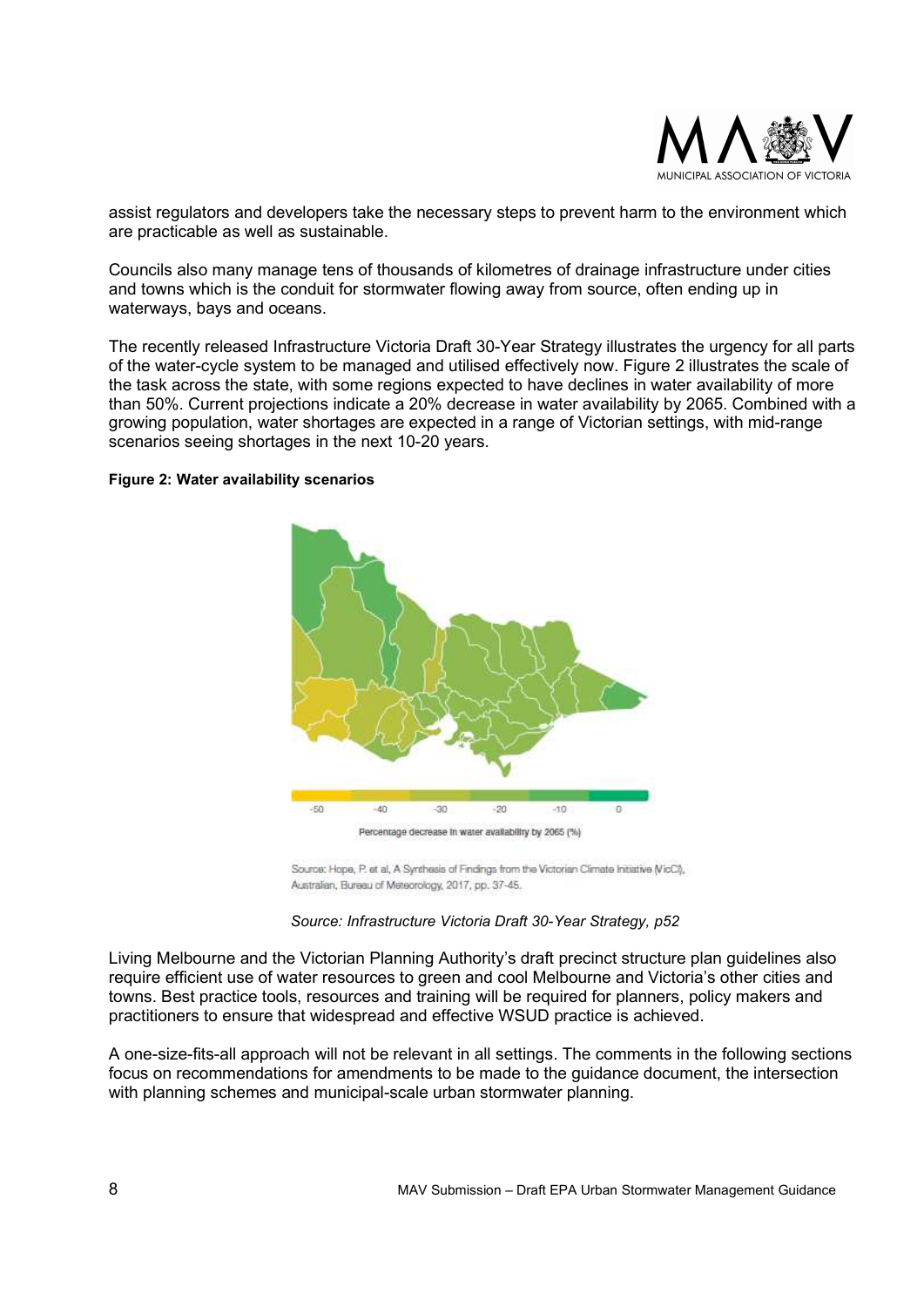assist regulators and developers take the necessary steps to prevent harm to the environment which are practicable as well as sustainable.

Councils also many manage tens of thousands of kilometres of drainage infrastructure under cities and towns which is the conduit for stormwater flowing away from source, often ending up in waterways, bays and oceans.

The recently released Infrastructure Victoria Draft 30-Year Strategy illustrates the urgency for all parts of the water-cycle system to be managed and utilised effectively now. Figure 2 illustrates the scale of the task across the state, with some regions expected to have declines in water availability of more than 50%. Current projections indicate a 20% decrease in water availability by 2065. Combined with a growing population, water shortages are expected in a range of Victorian settings, with mid-range scenarios seeing shortages in the next 10-20 years.

**Figure 2: Water availability scenarios**

-50 -40 -30 -20 -10 0

Percentage decrease in water availability by 2065 (%)

Source: Hope, P. et al, A Synthesis of Findings from the Victorian Climate Initiative (VicCI), Australian, Bureau of Meteorology, 2017, pp. 37-45.

*Source: Infrastructure Victoria Draft 30-Year Strategy, p52*

Living Melbourne and the Victorian Planning Authority's draft precinct structure plan guidelines also require efficient use of water resources to green and cool Melbourne and Victoria's other cities and towns. Best practice tools, resources and training will be required for planners, policy makers and practitioners to ensure that widespread and effective WSUD practice is achieved.

A one-size-fits-all approach will not be relevant in all settings. The comments in the following sections focus on recommendations for amendments to be made to the guidance document, the intersection with planning schemes and municipal-scale urban stormwater planning.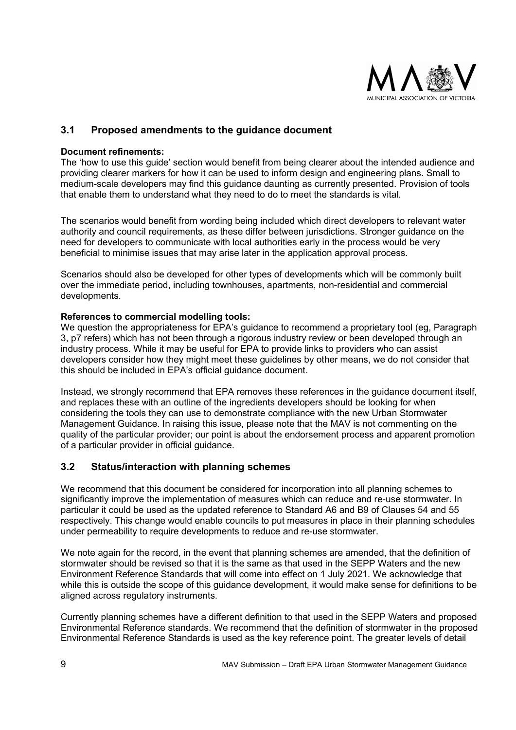## 3.1 Proposed amendments to the guidance document

**Document refinements:**

The 'how to use this guide' section would benefit from being clearer about the intended audience and providing clearer markers for how it can be used to inform design and engineering plans. Small to medium-scale developers may find this guidance daunting as currently presented. Provision of tools that enable them to understand what they need to do to meet the standards is vital.

The scenarios would benefit from wording being included which direct developers to relevant water authority and council requirements, as these differ between jurisdictions. Stronger guidance on the need for developers to communicate with local authorities early in the process would be very beneficial to minimise issues that may arise later in the application approval process.

Scenarios should also be developed for other types of developments which will be commonly built over the immediate period, including townhouses, apartments, non-residential and commercial developments.

**References to commercial modelling tools:**

We question the appropriateness for EPA's guidance to recommend a proprietary tool (eg, Paragraph 3, p7 refers) which has not been through a rigorous industry review or been developed through an industry process. While it may be useful for EPA to provide links to providers who can assist developers consider how they might meet these guidelines by other means, we do not consider that this should be included in EPA's official guidance document.

Instead, we strongly recommend that EPA removes these references in the guidance document itself, and replaces these with an outline of the ingredients developers should be looking for when considering the tools they can use to demonstrate compliance with the new Urban Stormwater Management Guidance. In raising this issue, please note that the MAV is not commenting on the quality of the particular provider; our point is about the endorsement process and apparent promotion of a particular provider in official guidance.

## 3.2 Status/interaction with planning schemes

We recommend that this document be considered for incorporation into all planning schemes to significantly improve the implementation of measures which can reduce and re-use stormwater. In particular it could be used as the updated reference to Standard A6 and B9 of Clauses 54 and 55 respectively. This change would enable councils to put measures in place in their planning schedules under permeability to require developments to reduce and re-use stormwater.

We note again for the record, in the event that planning schemes are amended, that the definition of stormwater should be revised so that it is the same as that used in the SEPP Waters and the new Environment Reference Standards that will come into effect on 1 July 2021. We acknowledge that while this is outside the scope of this guidance development, it would make sense for definitions to be aligned across regulatory instruments.

Currently planning schemes have a different definition to that used in the SEPP Waters and proposed Environmental Reference standards. We recommend that the definition of stormwater in the proposed Environmental Reference Standards is used as the key reference point. The greater levels of detail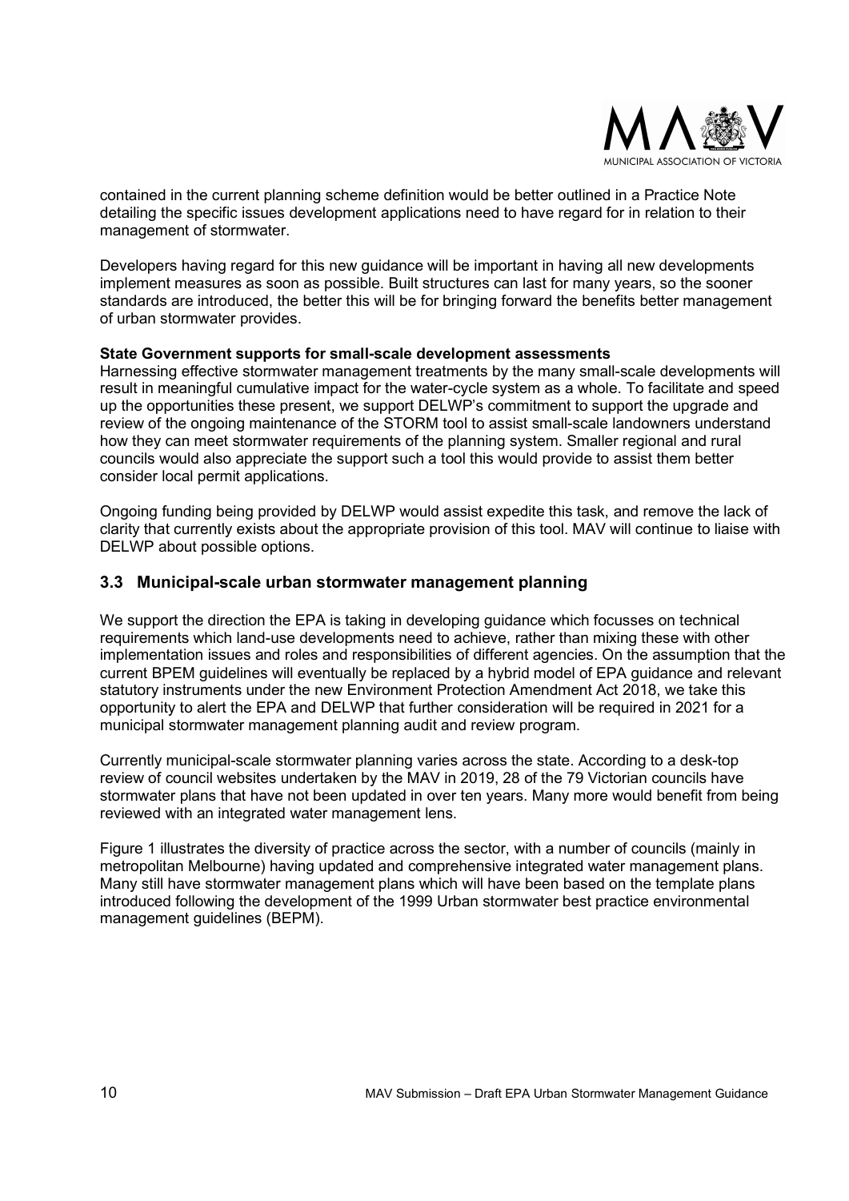contained in the current planning scheme definition would be better outlined in a Practice Note detailing the specific issues development applications need to have regard for in relation to their management of stormwater.

Developers having regard for this new guidance will be important in having all new developments implement measures as soon as possible. Built structures can last for many years, so the sooner standards are introduced, the better this will be for bringing forward the benefits better management of urban stormwater provides.

**State Government supports for small-scale development assessments**

Harnessing effective stormwater management treatments by the many small-scale developments will result in meaningful cumulative impact for the water-cycle system as a whole. To facilitate and speed up the opportunities these present, we support DELWP's commitment to support the upgrade and review of the ongoing maintenance of the STORM tool to assist small-scale landowners understand how they can meet stormwater requirements of the planning system. Smaller regional and rural councils would also appreciate the support such a tool this would provide to assist them better consider local permit applications.

Ongoing funding being provided by DELWP would assist expedite this task, and remove the lack of clarity that currently exists about the appropriate provision of this tool. MAV will continue to liaise with DELWP about possible options.

## 3.3 Municipal-scale urban stormwater management planning

We support the direction the EPA is taking in developing guidance which focusses on technical requirements which land-use developments need to achieve, rather than mixing these with other implementation issues and roles and responsibilities of different agencies. On the assumption that the current BPEM guidelines will eventually be replaced by a hybrid model of EPA guidance and relevant statutory instruments under the new Environment Protection Amendment Act 2018, we take this opportunity to alert the EPA and DELWP that further consideration will be required in 2021 for a municipal stormwater management planning audit and review program.

Currently municipal-scale stormwater planning varies across the state. According to a desk-top review of council websites undertaken by the MAV in 2019, 28 of the 79 Victorian councils have stormwater plans that have not been updated in over ten years. Many more would benefit from being reviewed with an integrated water management lens.

Figure 1 illustrates the diversity of practice across the sector, with a number of councils (mainly in metropolitan Melbourne) having updated and comprehensive integrated water management plans. Many still have stormwater management plans which will have been based on the template plans introduced following the development of the 1999 Urban stormwater best practice environmental management guidelines (BEPM).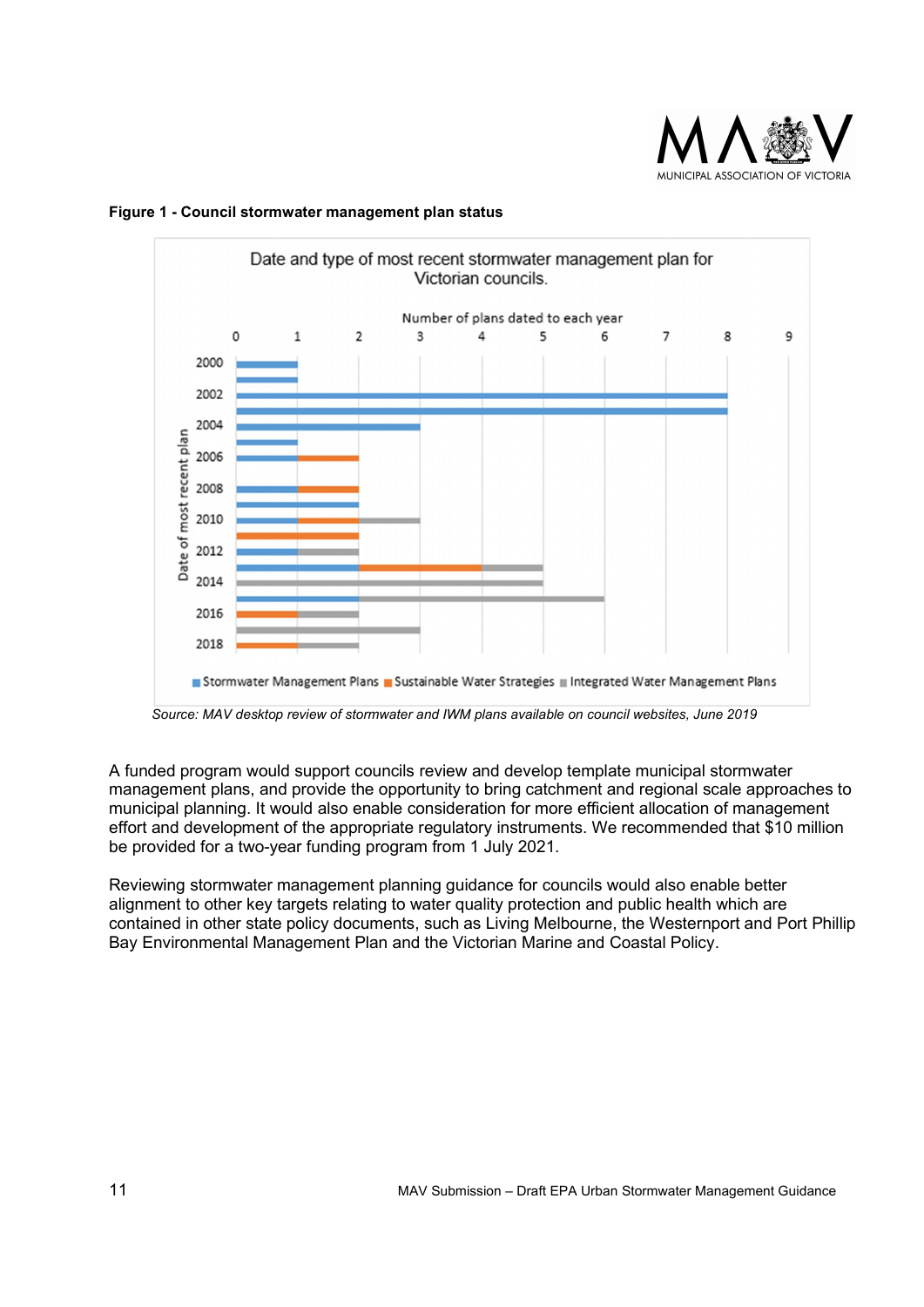**Figure 1 - Council stormwater management plan status**

Date and type of most recent stormwater management plan for Victorian councils.

| Date of most recent plan | Stormwater Management Plans | Sustainable Water Strategies | Integrated Water Management Plans |
|---|---|---|---|
| 2000 | 1 | | |
| 2001 | 1 | | |
| 2002 | 8 | | |
| 2003 | 8 | | |
| 2004 | 3 | | |
| 2005 | 1 | | |
| 2006 | 1 | 1 | |
| 2007 | | | |
| 2008 | 1 | 1 | |
| 2009 | 2 | | |
| 2010 | 1 | 1 | 1 |
| 2011 | | 2 | |
| 2012 | 1 | | 1 |
| 2013 | 2 | 2 | 1 |
| 2014 | | | 5 |
| 2015 | 2 | | 4 |
| 2016 | | 1 | 1 |
| 2017 | | | 3 |
| 2018 | | 1 | 1 |

*Source: MAV desktop review of stormwater and IWM plans available on council websites, June 2019*

A funded program would support councils review and develop template municipal stormwater management plans, and provide the opportunity to bring catchment and regional scale approaches to municipal planning. It would also enable consideration for more efficient allocation of management effort and development of the appropriate regulatory instruments. We recommended that $10 million be provided for a two-year funding program from 1 July 2021.

Reviewing stormwater management planning guidance for councils would also enable better alignment to other key targets relating to water quality protection and public health which are contained in other state policy documents, such as Living Melbourne, the Westernport and Port Phillip Bay Environmental Management Plan and the Victorian Marine and Coastal Policy.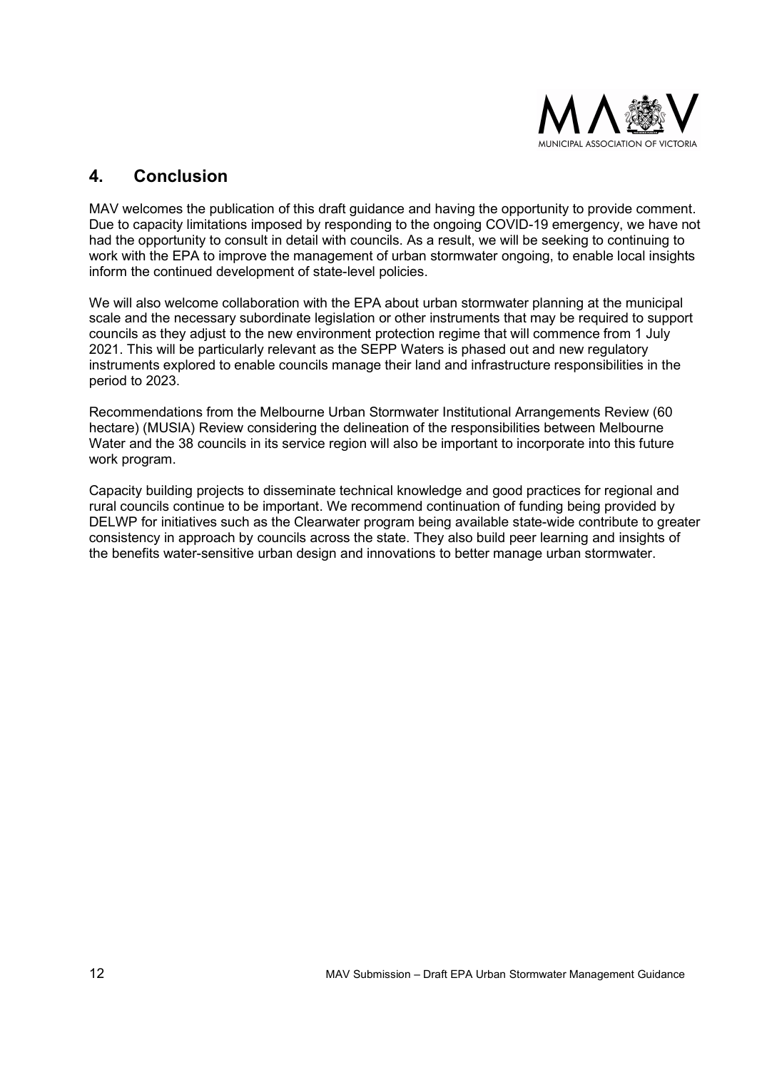## 4. Conclusion

MAV welcomes the publication of this draft guidance and having the opportunity to provide comment. Due to capacity limitations imposed by responding to the ongoing COVID-19 emergency, we have not had the opportunity to consult in detail with councils. As a result, we will be seeking to continuing to work with the EPA to improve the management of urban stormwater ongoing, to enable local insights inform the continued development of state-level policies.

We will also welcome collaboration with the EPA about urban stormwater planning at the municipal scale and the necessary subordinate legislation or other instruments that may be required to support councils as they adjust to the new environment protection regime that will commence from 1 July 2021. This will be particularly relevant as the SEPP Waters is phased out and new regulatory instruments explored to enable councils manage their land and infrastructure responsibilities in the period to 2023.

Recommendations from the Melbourne Urban Stormwater Institutional Arrangements Review (60 hectare) (MUSIA) Review considering the delineation of the responsibilities between Melbourne Water and the 38 councils in its service region will also be important to incorporate into this future work program.

Capacity building projects to disseminate technical knowledge and good practices for regional and rural councils continue to be important. We recommend continuation of funding being provided by DELWP for initiatives such as the Clearwater program being available state-wide contribute to greater consistency in approach by councils across the state. They also build peer learning and insights of the benefits water-sensitive urban design and innovations to better manage urban stormwater.